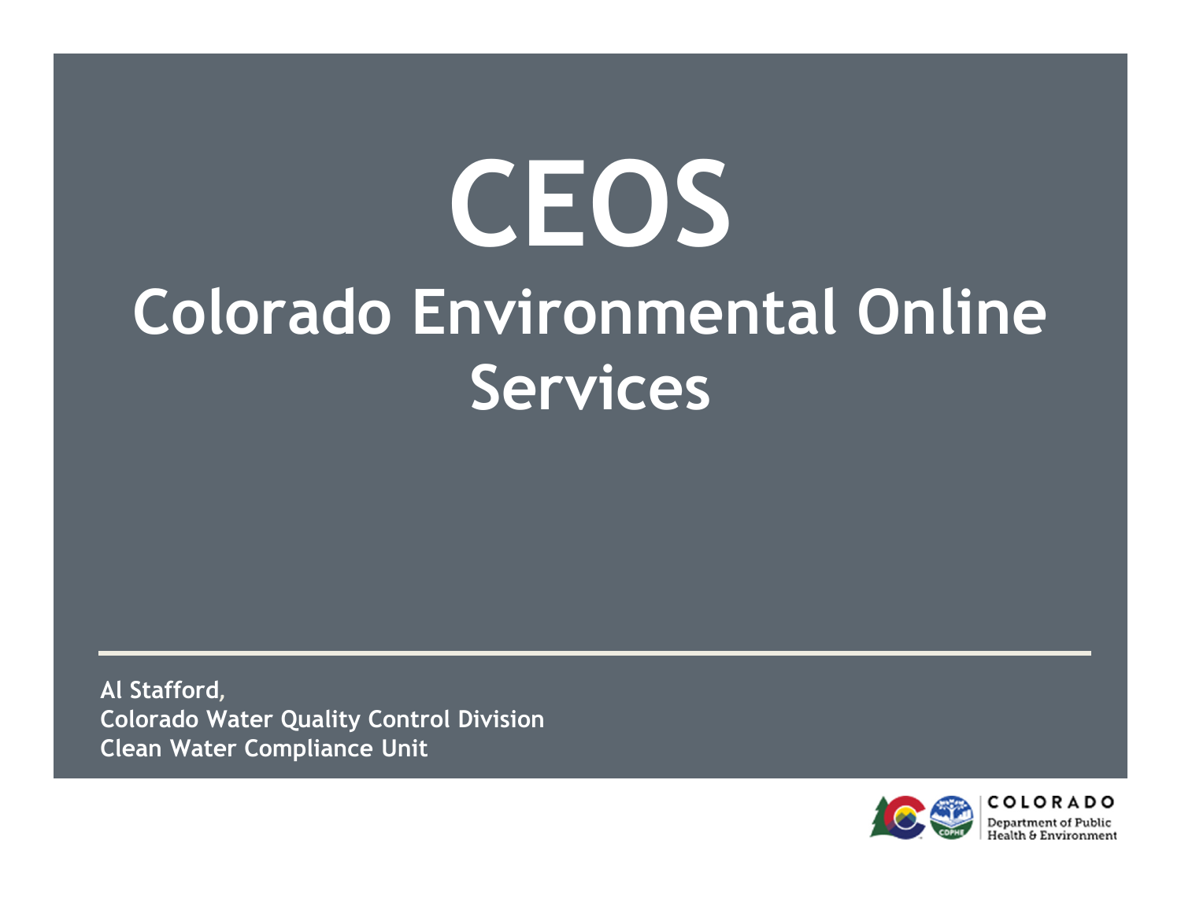# CEOS

## Colorado Environmental Online Services

**Al Stafford,**
**Colorado Water Quality Control Division**
**Clean Water Compliance Unit**

COLORADO
Department of Public Health & Environment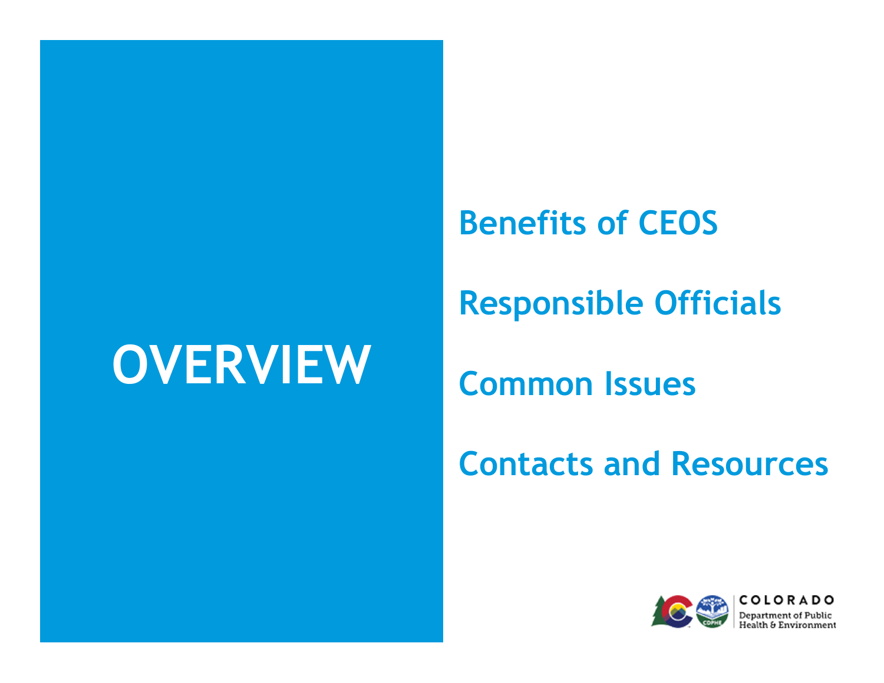# OVERVIEW

Benefits of CEOS

Responsible Officials

Common Issues

Contacts and Resources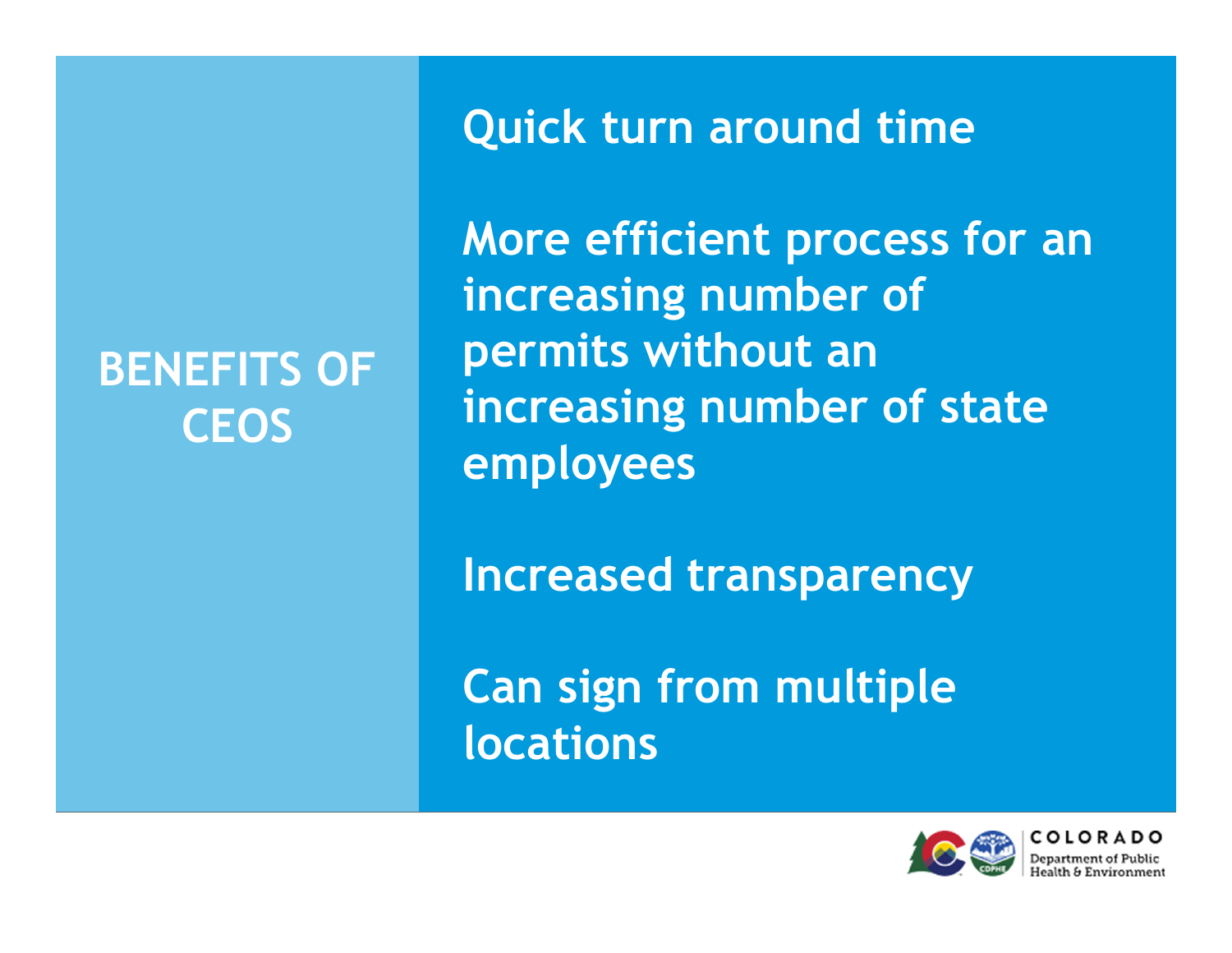# BENEFITS OF CEOS

Quick turn around time

More efficient process for an increasing number of permits without an increasing number of state employees

Increased transparency

Can sign from multiple locations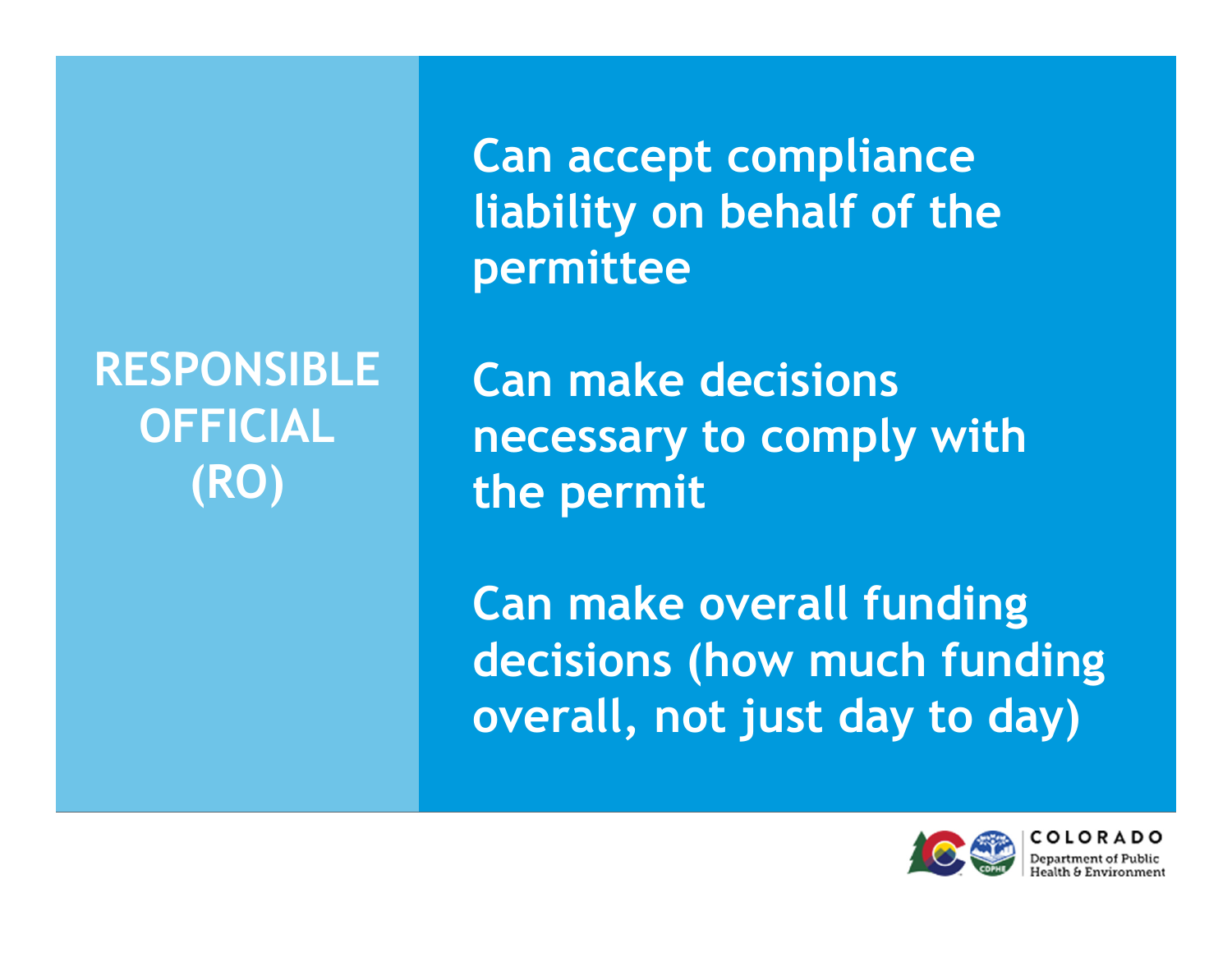## RESPONSIBLE OFFICIAL (RO)

Can accept compliance liability on behalf of the permittee

Can make decisions necessary to comply with the permit

Can make overall funding decisions (how much funding overall, not just day to day)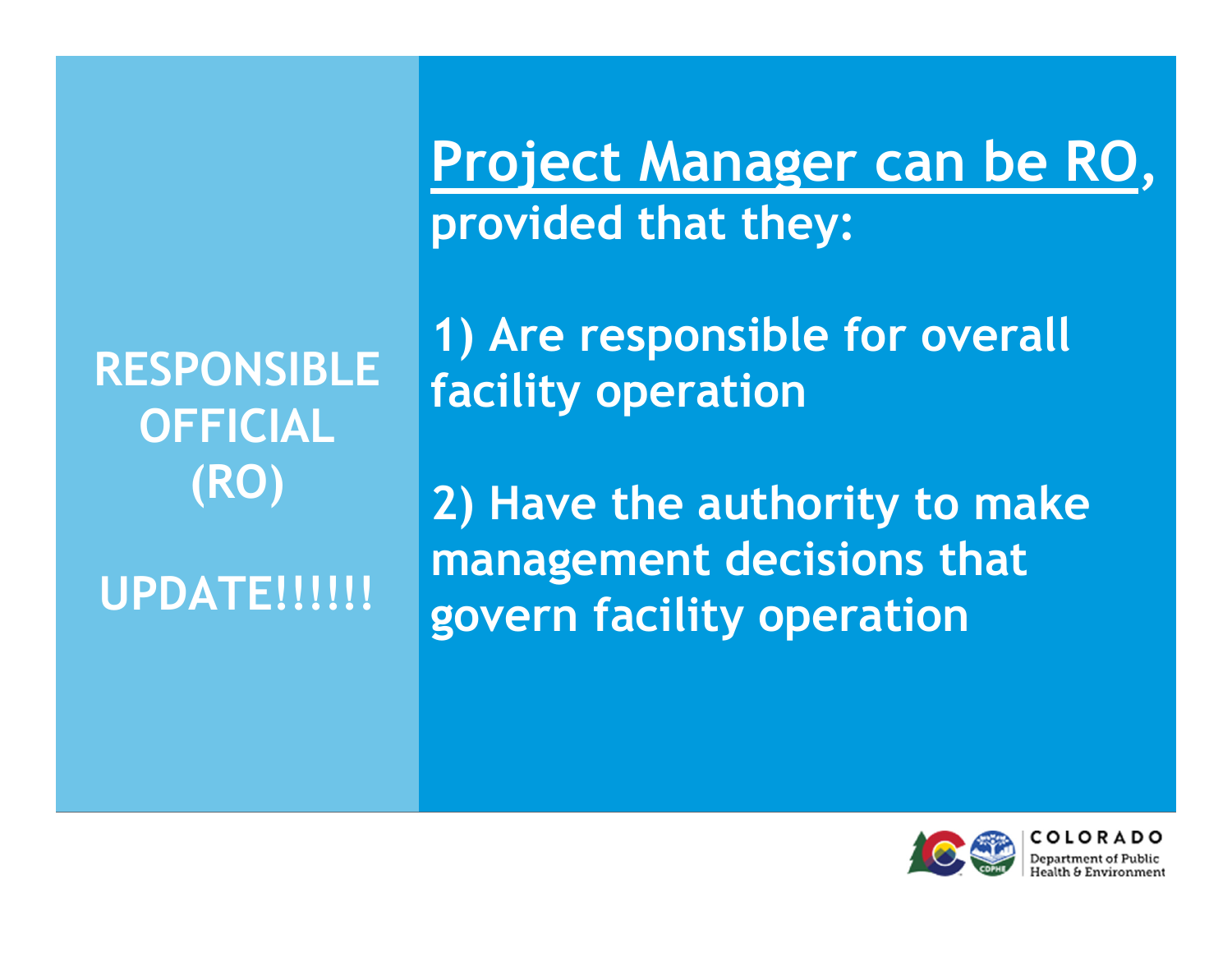# RESPONSIBLE OFFICIAL (RO)

# UPDATE!!!!!!

**Project Manager can be RO, provided that they:**

**1) Are responsible for overall facility operation**

**2) Have the authority to make management decisions that govern facility operation**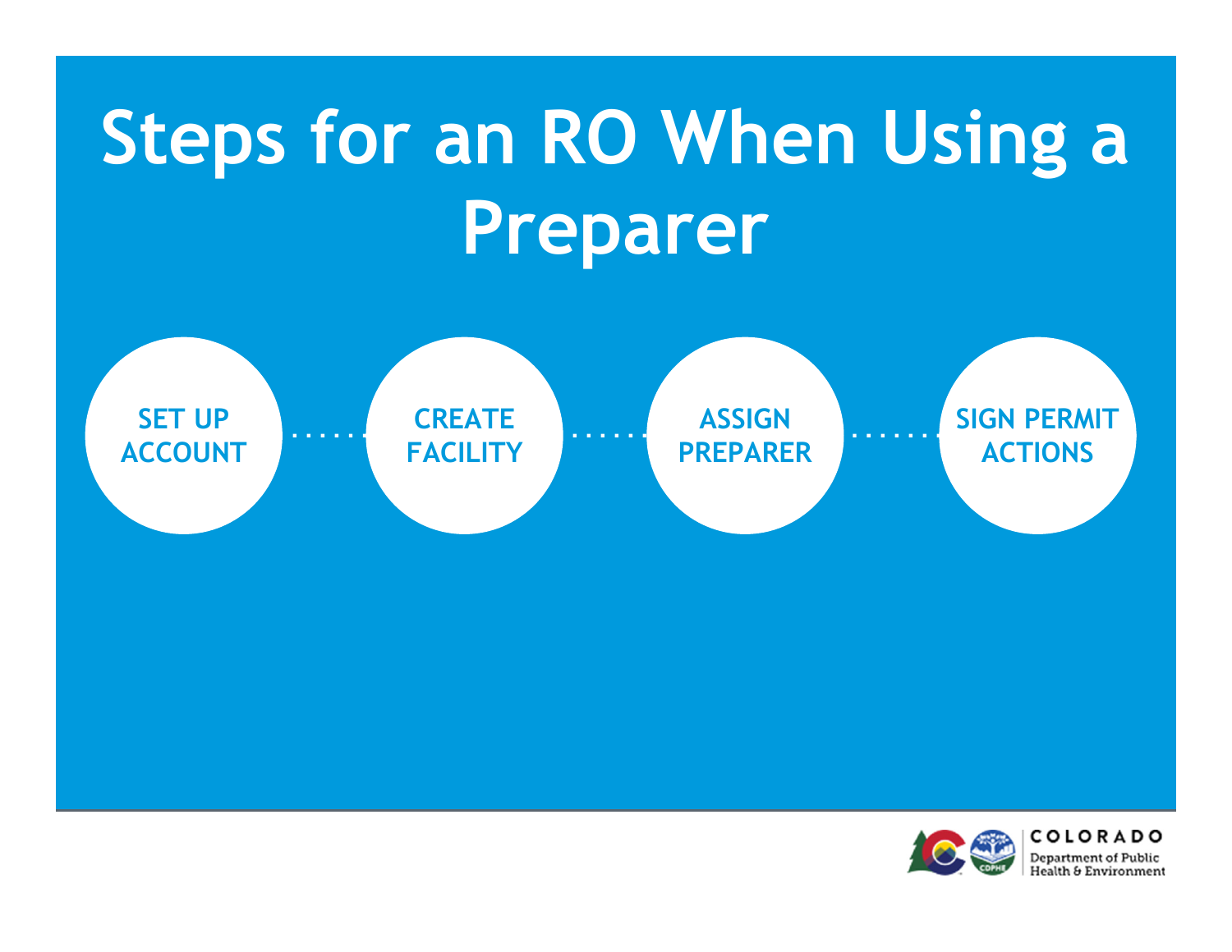# Steps for an RO When Using a Preparer

1. SET UP ACCOUNT
2. CREATE FACILITY
3. ASSIGN PREPARER
4. SIGN PERMIT ACTIONS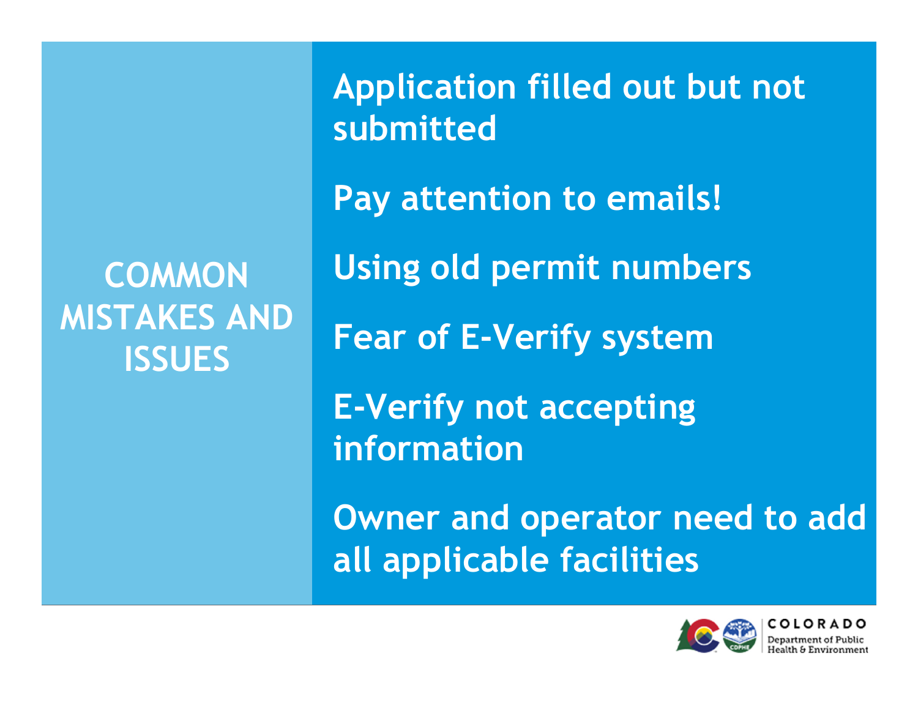## COMMON MISTAKES AND ISSUES

- Application filled out but not submitted
- Pay attention to emails!
- Using old permit numbers
- Fear of E-Verify system
- E-Verify not accepting information
- Owner and operator need to add all applicable facilities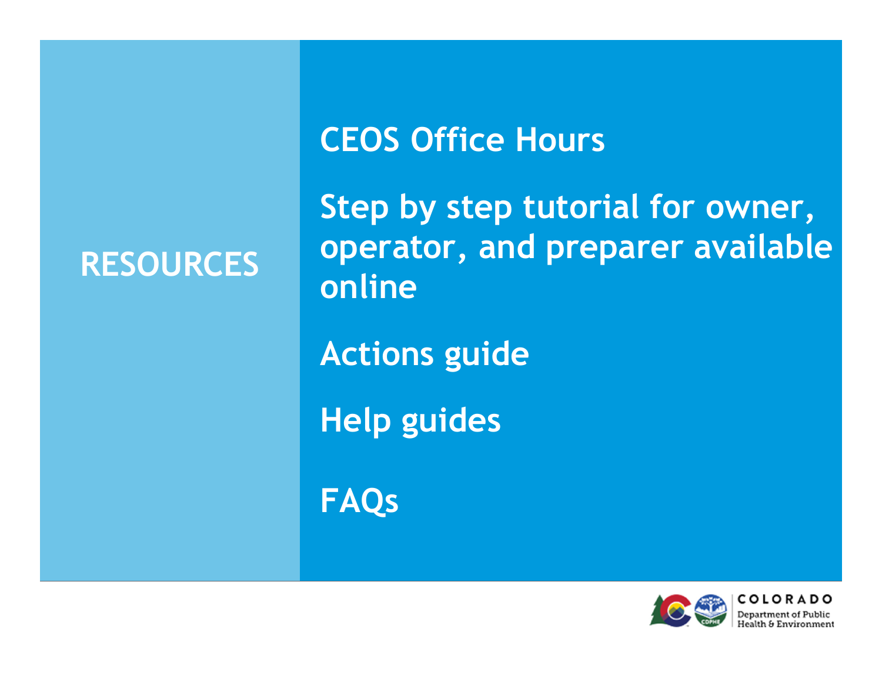# RESOURCES

CEOS Office Hours

Step by step tutorial for owner, operator, and preparer available online

Actions guide

Help guides

FAQs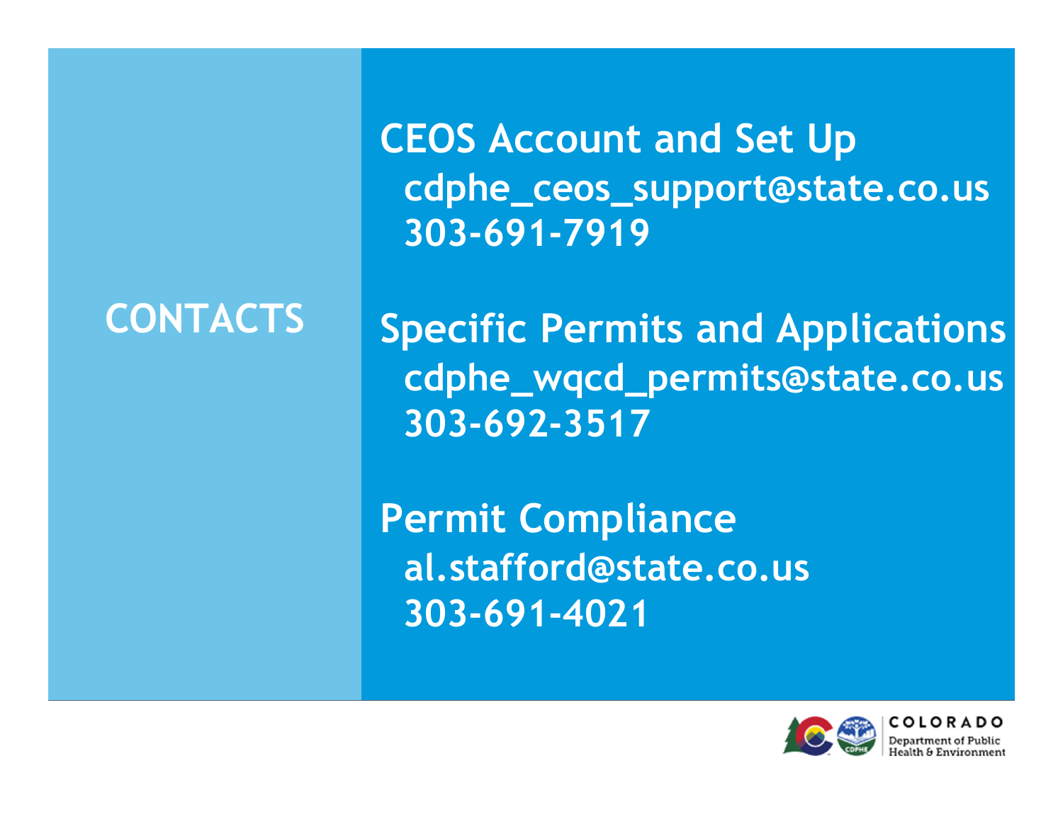# CONTACTS

## CEOS Account and Set Up

cdphe_ceos_support@state.co.us

303-691-7919

## Specific Permits and Applications

cdphe_wqcd_permits@state.co.us

303-692-3517

## Permit Compliance

al.stafford@state.co.us

303-691-4021

COLORADO
Department of Public Health & Environment